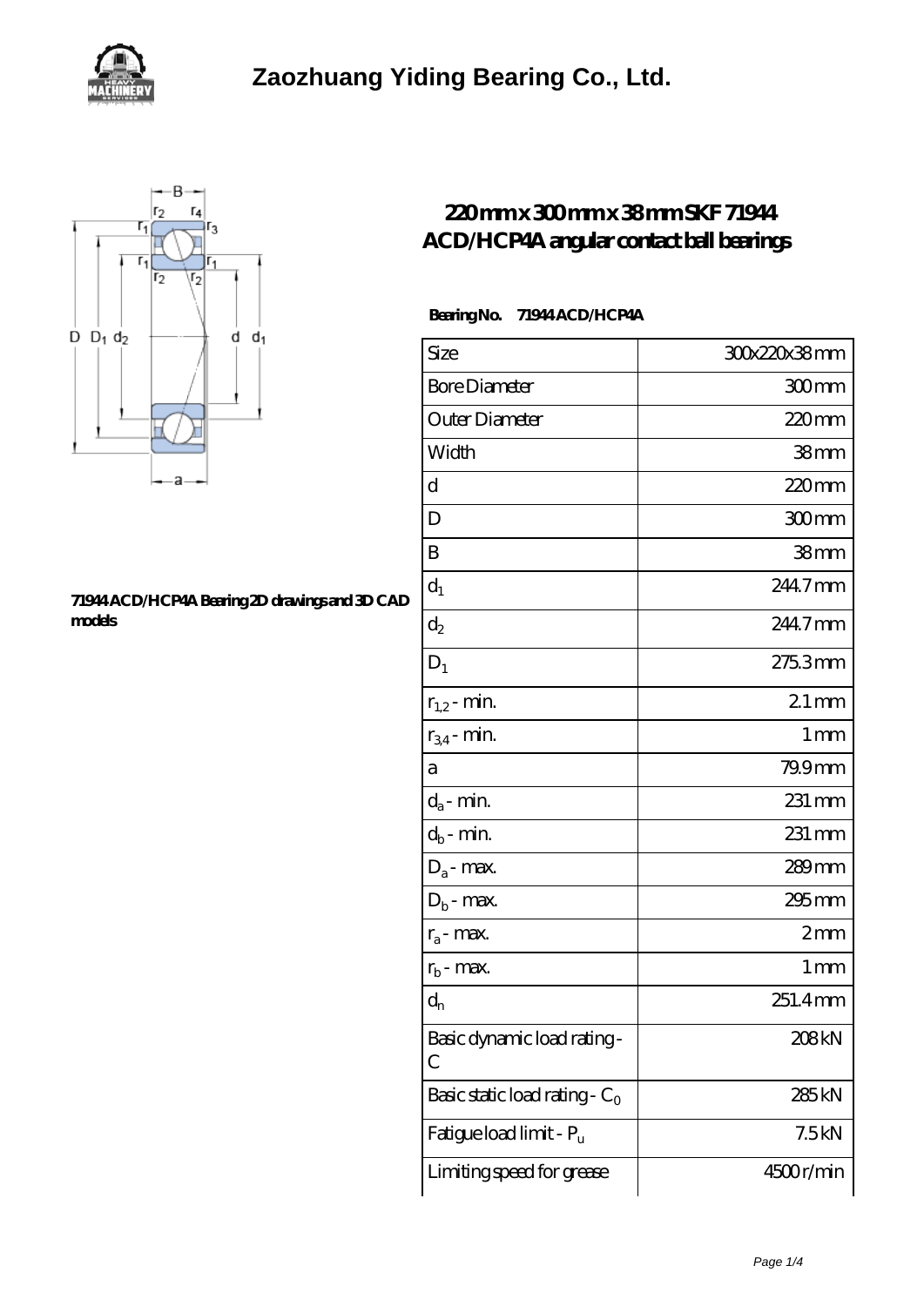# Zaozhuang Yiding Bearing Co., Ltd.

71944 ACD/HCP4A Bearing 2D drawings and 3D CAD models

## 220 mm x 300 mm x 38 mm SKF 71944 ACD/HCP4A angular contact ball bearings

**Bearing No.** 71944 ACD/HCP4A

| Size | 300x220x38 mm |
|---|---|
| Bore Diameter | 300 mm |
| Outer Diameter | 220 mm |
| Width | 38 mm |
| d | 220 mm |
| D | 300 mm |
| B | 38 mm |
| $d_1$ | 244.7 mm |
| $d_2$ | 244.7 mm |
| $D_1$ | 275.3 mm |
| $r_{1,2}$ - min. | 2.1 mm |
| $r_{3,4}$ - min. | 1 mm |
| a | 79.9 mm |
| $d_a$ - min. | 231 mm |
| $d_b$ - min. | 231 mm |
| $D_a$ - max. | 289 mm |
| $D_b$ - max. | 295 mm |
| $r_a$ - max. | 2 mm |
| $r_b$ - max. | 1 mm |
| $d_n$ | 251.4 mm |
| Basic dynamic load rating - C | 208 kN |
| Basic static load rating - $C_0$ | 285 kN |
| Fatigue load limit - $P_u$ | 7.5 kN |
| Limiting speed for grease | 4500 r/min |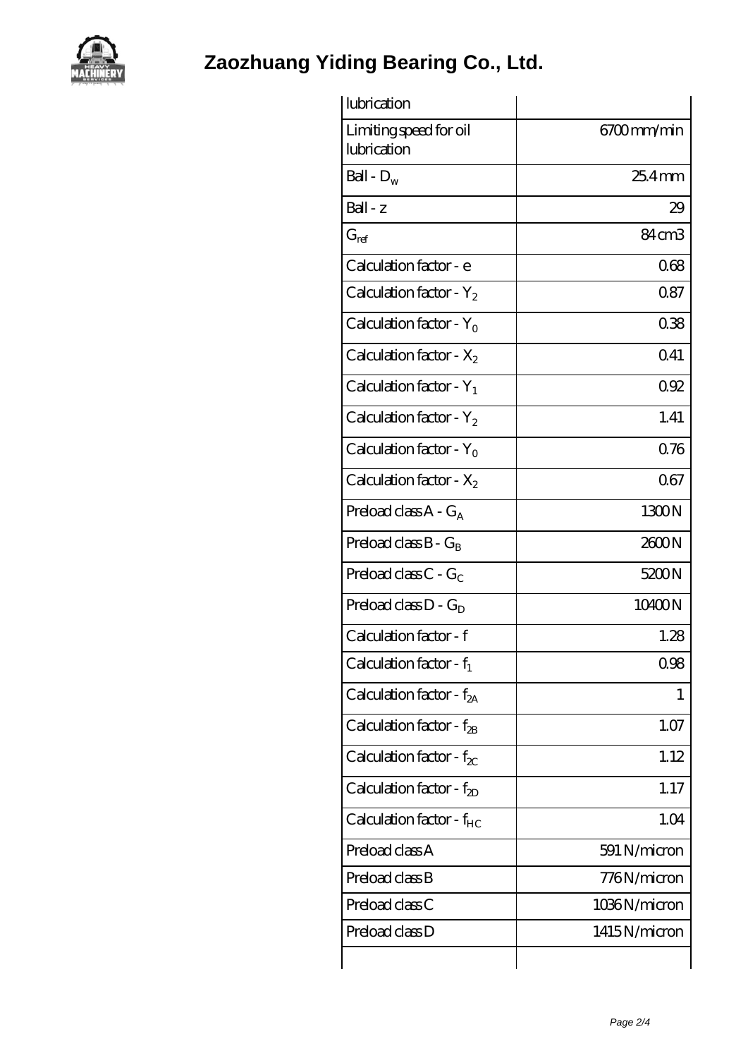| | |
|---|---|
| lubrication | |
| Limiting speed for oil lubrication | 6700 mm/min |
| Ball - $D_w$ | 25.4 mm |
| Ball - z | 29 |
| $G_{ref}$ | 84 cm3 |
| Calculation factor - e | 0.68 |
| Calculation factor - $Y_2$ | 0.87 |
| Calculation factor - $Y_0$ | 0.38 |
| Calculation factor - $X_2$ | 0.41 |
| Calculation factor - $Y_1$ | 0.92 |
| Calculation factor - $Y_2$ | 1.41 |
| Calculation factor - $Y_0$ | 0.76 |
| Calculation factor - $X_2$ | 0.67 |
| Preload class A - $G_A$ | 1300 N |
| Preload class B - $G_B$ | 2600 N |
| Preload class C - $G_C$ | 5200 N |
| Preload class D - $G_D$ | 10400 N |
| Calculation factor - f | 1.28 |
| Calculation factor - $f_1$ | 0.98 |
| Calculation factor - $f_{2A}$ | 1 |
| Calculation factor - $f_{2B}$ | 1.07 |
| Calculation factor - $f_{2C}$ | 1.12 |
| Calculation factor - $f_{2D}$ | 1.17 |
| Calculation factor - $f_{HC}$ | 1.04 |
| Preload class A | 591 N/micron |
| Preload class B | 776 N/micron |
| Preload class C | 1036 N/micron |
| Preload class D | 1415 N/micron |
| | |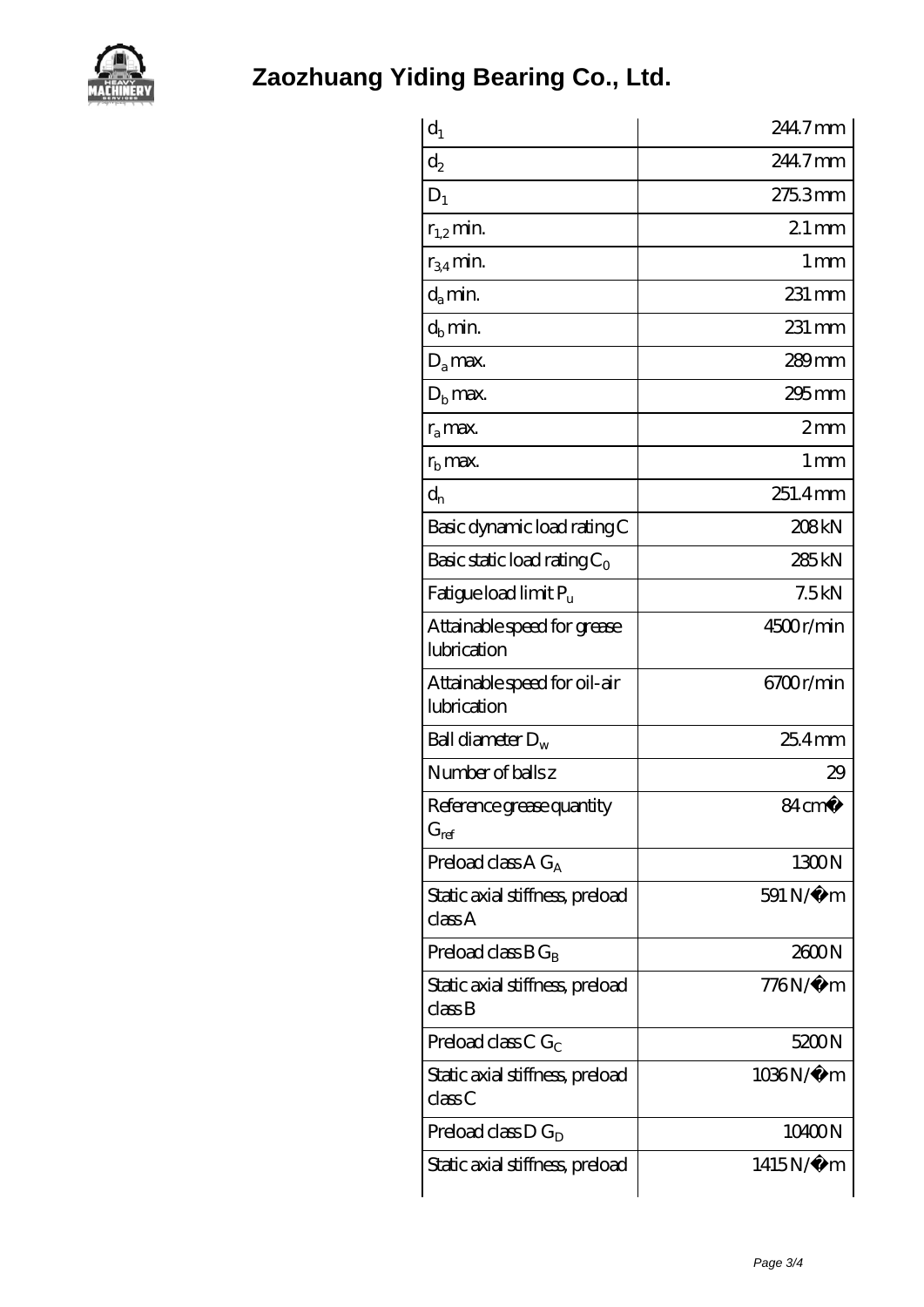| | |
|---|---|
| $d_1$ | 244.7 mm |
| $d_2$ | 244.7 mm |
| $D_1$ | 275.3 mm |
| $r_{1,2}$ min. | 2.1 mm |
| $r_{3,4}$ min. | 1 mm |
| $d_a$ min. | 231 mm |
| $d_b$ min. | 231 mm |
| $D_a$ max. | 289 mm |
| $D_b$ max. | 295 mm |
| $r_a$ max. | 2 mm |
| $r_b$ max. | 1 mm |
| $d_n$ | 251.4 mm |
| Basic dynamic load rating C | 208 kN |
| Basic static load rating $C_0$ | 285 kN |
| Fatigue load limit $P_u$ | 7.5 kN |
| Attainable speed for grease lubrication | 4500 r/min |
| Attainable speed for oil-air lubrication | 6700 r/min |
| Ball diameter $D_w$ | 25.4 mm |
| Number of balls z | 29 |
| Reference grease quantity $G_{ref}$ | 84 cm� |
| Preload class A $G_A$ | 1300 N |
| Static axial stiffness, preload class A | 591 N/�m |
| Preload class B $G_B$ | 2600 N |
| Static axial stiffness, preload class B | 776 N/�m |
| Preload class C $G_C$ | 5200 N |
| Static axial stiffness, preload class C | 1036 N/�m |
| Preload class D $G_D$ | 10400 N |
| Static axial stiffness, preload | 1415 N/�m |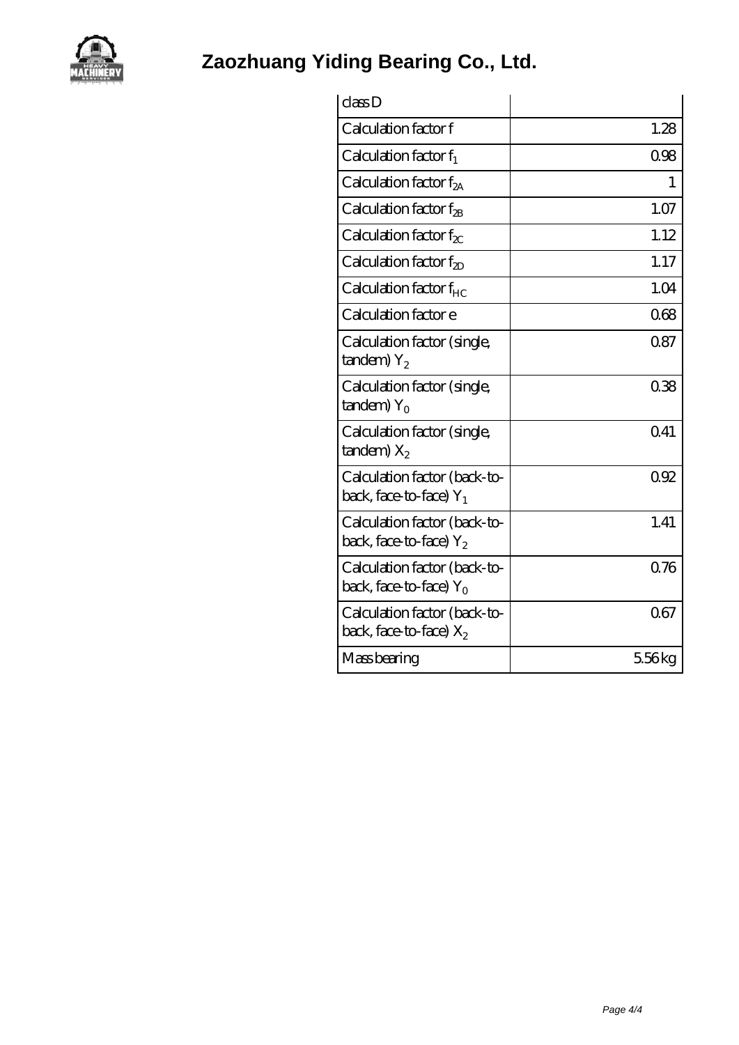| | |
|---|---|
| class D | |
| Calculation factor f | 1.28 |
| Calculation factor $f_1$ | 0.98 |
| Calculation factor $f_{2A}$ | 1 |
| Calculation factor $f_{2B}$ | 1.07 |
| Calculation factor $f_{2C}$ | 1.12 |
| Calculation factor $f_{2D}$ | 1.17 |
| Calculation factor $f_{HC}$ | 1.04 |
| Calculation factor e | 0.68 |
| Calculation factor (single, tandem) $Y_2$ | 0.87 |
| Calculation factor (single, tandem) $Y_0$ | 0.38 |
| Calculation factor (single, tandem) $X_2$ | 0.41 |
| Calculation factor (back-to-back, face-to-face) $Y_1$ | 0.92 |
| Calculation factor (back-to-back, face-to-face) $Y_2$ | 1.41 |
| Calculation factor (back-to-back, face-to-face) $Y_0$ | 0.76 |
| Calculation factor (back-to-back, face-to-face) $X_2$ | 0.67 |
| Mass bearing | 5.56 kg |